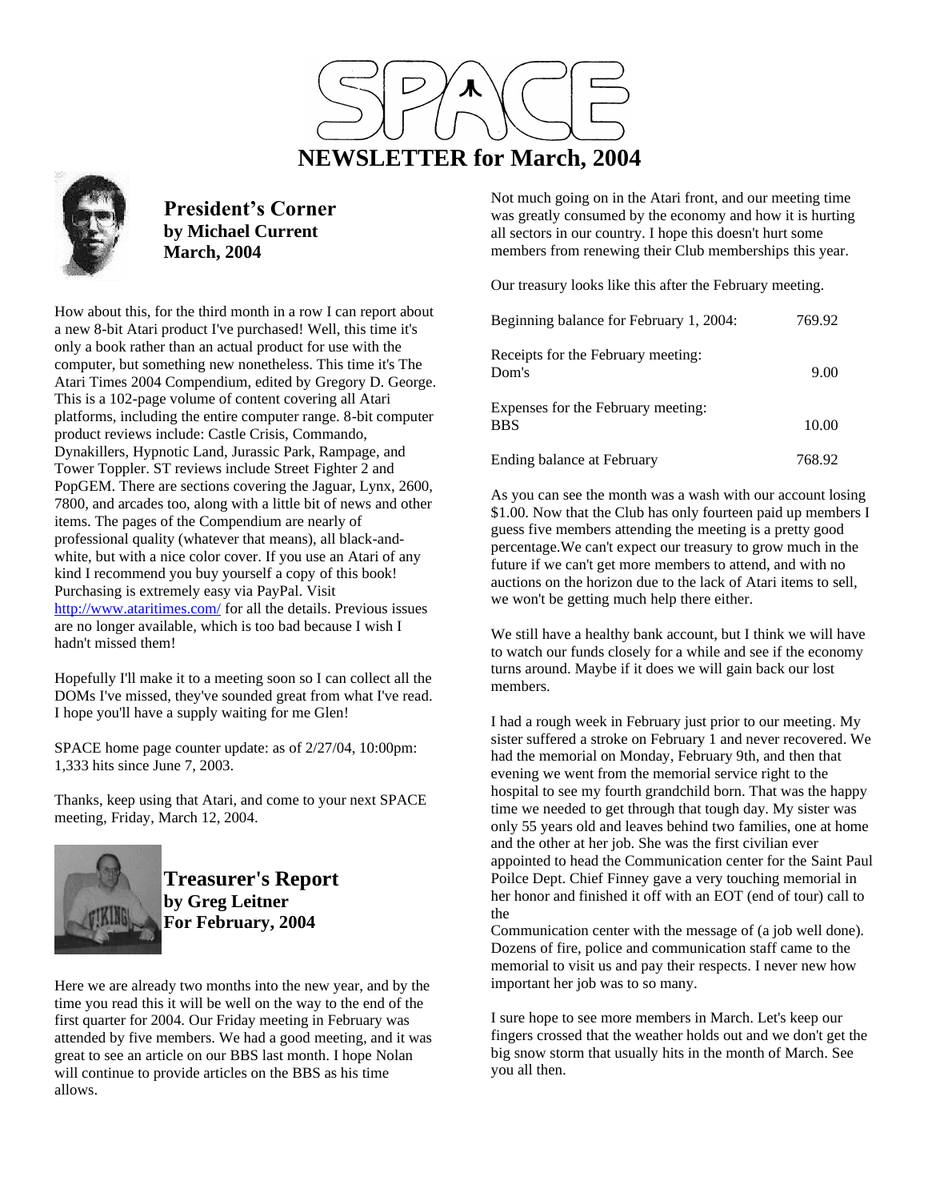# SPACE

# NEWSLETTER for March, 2004

## President's Corner
**by Michael Current**
**March, 2004**

How about this, for the third month in a row I can report about a new 8-bit Atari product I've purchased! Well, this time it's only a book rather than an actual product for use with the computer, but something new nonetheless. This time it's The Atari Times 2004 Compendium, edited by Gregory D. George. This is a 102-page volume of content covering all Atari platforms, including the entire computer range. 8-bit computer product reviews include: Castle Crisis, Commando, Dynakillers, Hypnotic Land, Jurassic Park, Rampage, and Tower Toppler. ST reviews include Street Fighter 2 and PopGEM. There are sections covering the Jaguar, Lynx, 2600, 7800, and arcades too, along with a little bit of news and other items. The pages of the Compendium are nearly of professional quality (whatever that means), all black-and-white, but with a nice color cover. If you use an Atari of any kind I recommend you buy yourself a copy of this book! Purchasing is extremely easy via PayPal. Visit http://www.ataritimes.com/ for all the details. Previous issues are no longer available, which is too bad because I wish I hadn't missed them!

Hopefully I'll make it to a meeting soon so I can collect all the DOMs I've missed, they've sounded great from what I've read. I hope you'll have a supply waiting for me Glen!

SPACE home page counter update: as of 2/27/04, 10:00pm: 1,333 hits since June 7, 2003.

Thanks, keep using that Atari, and come to your next SPACE meeting, Friday, March 12, 2004.

## Treasurer's Report
**by Greg Leitner**
**For February, 2004**

Here we are already two months into the new year, and by the time you read this it will be well on the way to the end of the first quarter for 2004. Our Friday meeting in February was attended by five members. We had a good meeting, and it was great to see an article on our BBS last month. I hope Nolan will continue to provide articles on the BBS as his time allows.

Not much going on in the Atari front, and our meeting time was greatly consumed by the economy and how it is hurting all sectors in our country. I hope this doesn't hurt some members from renewing their Club memberships this year.

Our treasury looks like this after the February meeting.

| | |
|---|---|
| Beginning balance for February 1, 2004: | 769.92 |
| Receipts for the February meeting:<br>Dom's | 9.00 |
| Expenses for the February meeting:<br>BBS | 10.00 |
| Ending balance at February | 768.92 |

As you can see the month was a wash with our account losing $1.00. Now that the Club has only fourteen paid up members I guess five members attending the meeting is a pretty good percentage.We can't expect our treasury to grow much in the future if we can't get more members to attend, and with no auctions on the horizon due to the lack of Atari items to sell, we won't be getting much help there either.

We still have a healthy bank account, but I think we will have to watch our funds closely for a while and see if the economy turns around. Maybe if it does we will gain back our lost members.

I had a rough week in February just prior to our meeting. My sister suffered a stroke on February 1 and never recovered. We had the memorial on Monday, February 9th, and then that evening we went from the memorial service right to the hospital to see my fourth grandchild born. That was the happy time we needed to get through that tough day. My sister was only 55 years old and leaves behind two families, one at home and the other at her job. She was the first civilian ever appointed to head the Communication center for the Saint Paul Poilce Dept. Chief Finney gave a very touching memorial in her honor and finished it off with an EOT (end of tour) call to the
Communication center with the message of (a job well done). Dozens of fire, police and communication staff came to the memorial to visit us and pay their respects. I never new how important her job was to so many.

I sure hope to see more members in March. Let's keep our fingers crossed that the weather holds out and we don't get the big snow storm that usually hits in the month of March. See you all then.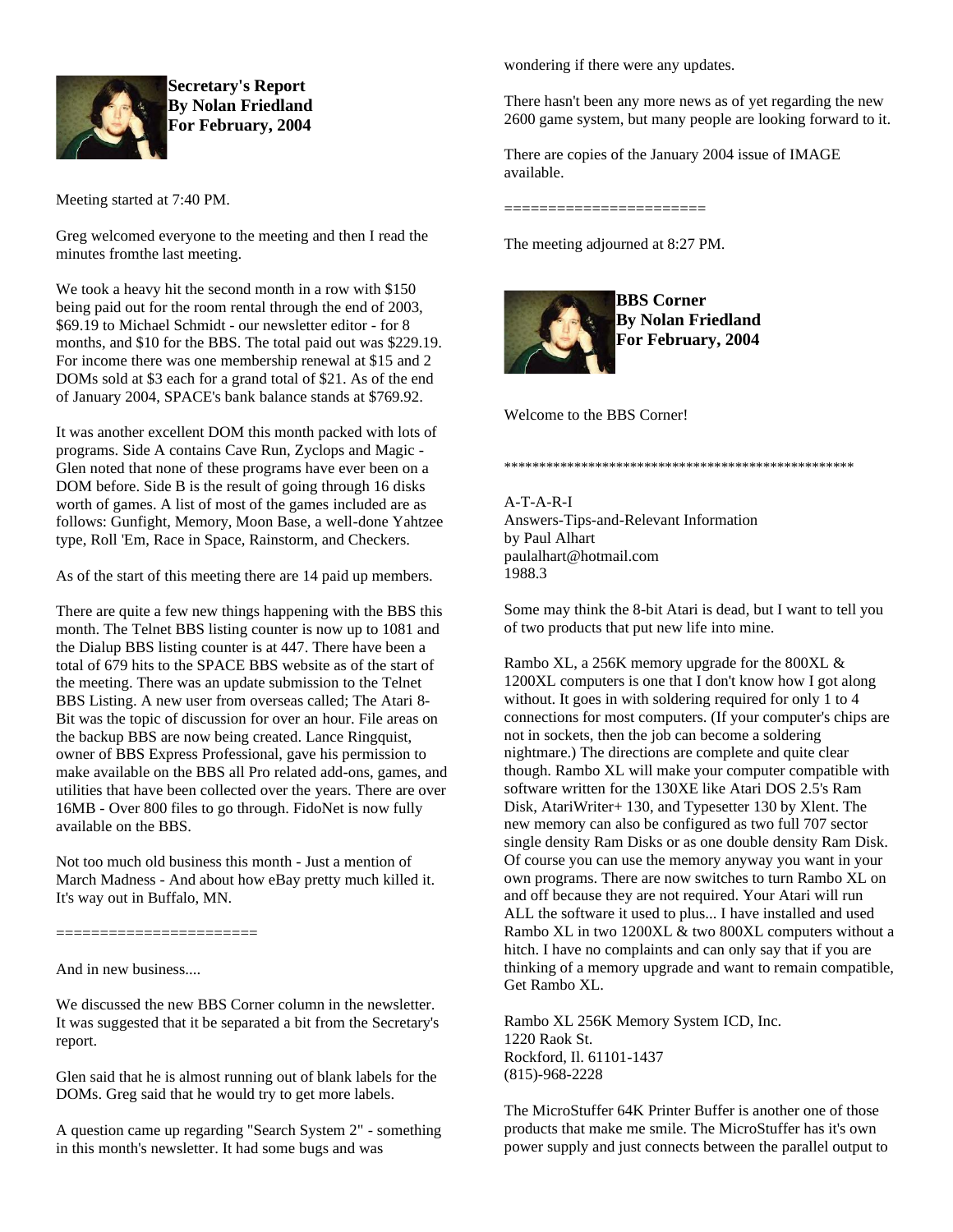**Secretary's Report**
**By Nolan Friedland**
**For February, 2004**

Meeting started at 7:40 PM.

Greg welcomed everyone to the meeting and then I read the minutes fromthe last meeting.

We took a heavy hit the second month in a row with $150 being paid out for the room rental through the end of 2003, $69.19 to Michael Schmidt - our newsletter editor - for 8 months, and $10 for the BBS. The total paid out was $229.19. For income there was one membership renewal at $15 and 2 DOMs sold at $3 each for a grand total of $21. As of the end of January 2004, SPACE's bank balance stands at $769.92.

It was another excellent DOM this month packed with lots of programs. Side A contains Cave Run, Zyclops and Magic - Glen noted that none of these programs have ever been on a DOM before. Side B is the result of going through 16 disks worth of games. A list of most of the games included are as follows: Gunfight, Memory, Moon Base, a well-done Yahtzee type, Roll 'Em, Race in Space, Rainstorm, and Checkers.

As of the start of this meeting there are 14 paid up members.

There are quite a few new things happening with the BBS this month. The Telnet BBS listing counter is now up to 1081 and the Dialup BBS listing counter is at 447. There have been a total of 679 hits to the SPACE BBS website as of the start of the meeting. There was an update submission to the Telnet BBS Listing. A new user from overseas called; The Atari 8-Bit was the topic of discussion for over an hour. File areas on the backup BBS are now being created. Lance Ringquist, owner of BBS Express Professional, gave his permission to make available on the BBS all Pro related add-ons, games, and utilities that have been collected over the years. There are over 16MB - Over 800 files to go through. FidoNet is now fully available on the BBS.

Not too much old business this month - Just a mention of March Madness - And about how eBay pretty much killed it. It's way out in Buffalo, MN.

======================

And in new business....

We discussed the new BBS Corner column in the newsletter. It was suggested that it be separated a bit from the Secretary's report.

Glen said that he is almost running out of blank labels for the DOMs. Greg said that he would try to get more labels.

A question came up regarding "Search System 2" - something in this month's newsletter. It had some bugs and was wondering if there were any updates.

There hasn't been any more news as of yet regarding the new 2600 game system, but many people are looking forward to it.

There are copies of the January 2004 issue of IMAGE available.

======================

The meeting adjourned at 8:27 PM.

**BBS Corner**
**By Nolan Friedland**
**For February, 2004**

Welcome to the BBS Corner!

***************************************************

A-T-A-R-I
Answers-Tips-and-Relevant Information
by Paul Alhart
paulalhart@hotmail.com
1988.3

Some may think the 8-bit Atari is dead, but I want to tell you of two products that put new life into mine.

Rambo XL, a 256K memory upgrade for the 800XL & 1200XL computers is one that I don't know how I got along without. It goes in with soldering required for only 1 to 4 connections for most computers. (If your computer's chips are not in sockets, then the job can become a soldering nightmare.) The directions are complete and quite clear though. Rambo XL will make your computer compatible with software written for the 130XE like Atari DOS 2.5's Ram Disk, AtariWriter+ 130, and Typesetter 130 by Xlent. The new memory can also be configured as two full 707 sector single density Ram Disks or as one double density Ram Disk. Of course you can use the memory anyway you want in your own programs. There are now switches to turn Rambo XL on and off because they are not required. Your Atari will run ALL the software it used to plus... I have installed and used Rambo XL in two 1200XL & two 800XL computers without a hitch. I have no complaints and can only say that if you are thinking of a memory upgrade and want to remain compatible, Get Rambo XL.

Rambo XL 256K Memory System ICD, Inc.
1220 Raok St.
Rockford, Il. 61101-1437
(815)-968-2228

The MicroStuffer 64K Printer Buffer is another one of those products that make me smile. The MicroStuffer has it's own power supply and just connects between the parallel output to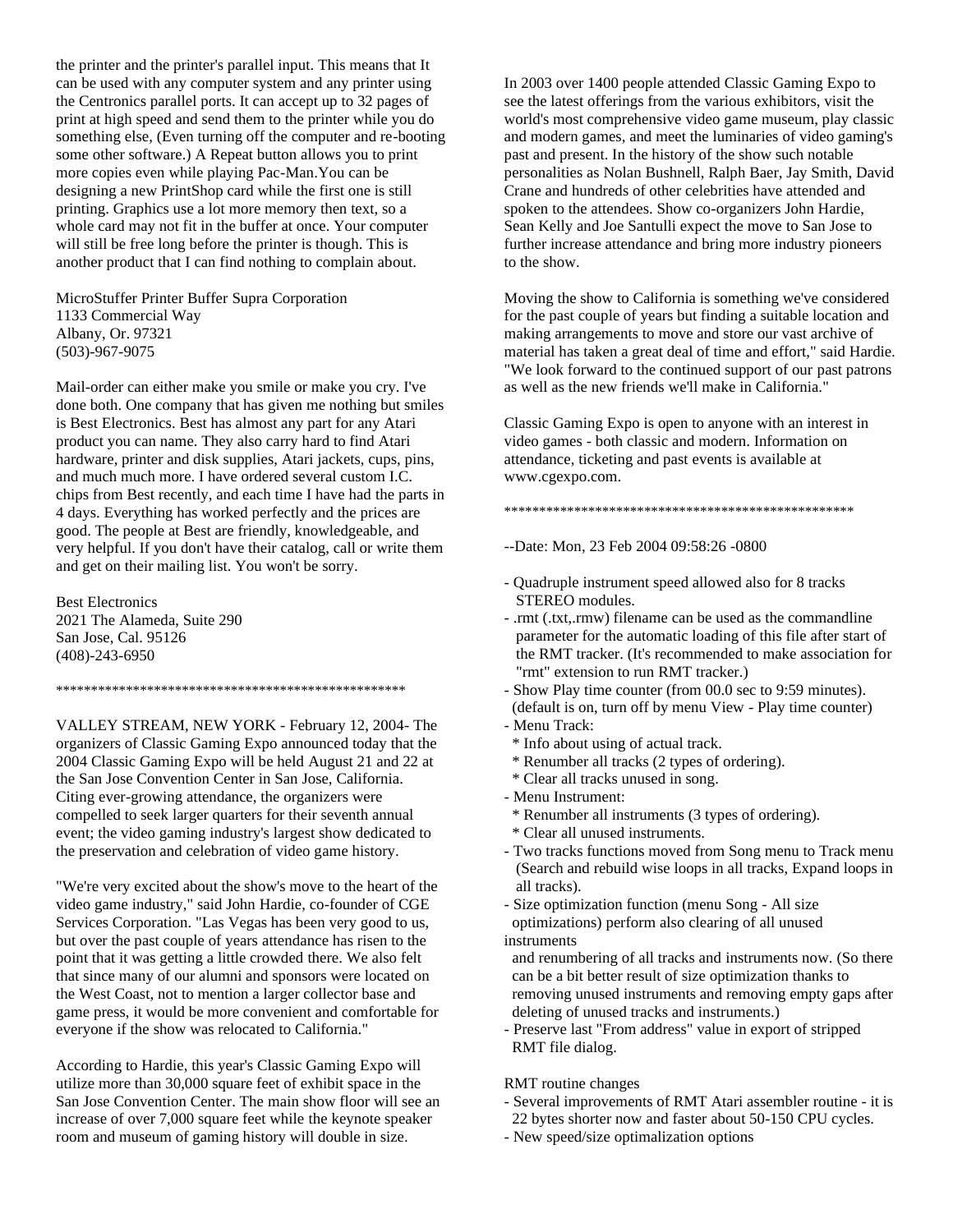the printer and the printer's parallel input. This means that It can be used with any computer system and any printer using the Centronics parallel ports. It can accept up to 32 pages of print at high speed and send them to the printer while you do something else, (Even turning off the computer and re-booting some other software.) A Repeat button allows you to print more copies even while playing Pac-Man.You can be designing a new PrintShop card while the first one is still printing. Graphics use a lot more memory then text, so a whole card may not fit in the buffer at once. Your computer will still be free long before the printer is though. This is another product that I can find nothing to complain about.

MicroStuffer Printer Buffer Supra Corporation
1133 Commercial Way
Albany, Or. 97321
(503)-967-9075

Mail-order can either make you smile or make you cry. I've done both. One company that has given me nothing but smiles is Best Electronics. Best has almost any part for any Atari product you can name. They also carry hard to find Atari hardware, printer and disk supplies, Atari jackets, cups, pins, and much much more. I have ordered several custom I.C. chips from Best recently, and each time I have had the parts in 4 days. Everything has worked perfectly and the prices are good. The people at Best are friendly, knowledgeable, and very helpful. If you don't have their catalog, call or write them and get on their mailing list. You won't be sorry.

Best Electronics
2021 The Alameda, Suite 290
San Jose, Cal. 95126
(408)-243-6950

***************************************************

VALLEY STREAM, NEW YORK - February 12, 2004- The organizers of Classic Gaming Expo announced today that the 2004 Classic Gaming Expo will be held August 21 and 22 at the San Jose Convention Center in San Jose, California. Citing ever-growing attendance, the organizers were compelled to seek larger quarters for their seventh annual event; the video gaming industry's largest show dedicated to the preservation and celebration of video game history.

"We're very excited about the show's move to the heart of the video game industry," said John Hardie, co-founder of CGE Services Corporation. "Las Vegas has been very good to us, but over the past couple of years attendance has risen to the point that it was getting a little crowded there. We also felt that since many of our alumni and sponsors were located on the West Coast, not to mention a larger collector base and game press, it would be more convenient and comfortable for everyone if the show was relocated to California."

According to Hardie, this year's Classic Gaming Expo will utilize more than 30,000 square feet of exhibit space in the San Jose Convention Center. The main show floor will see an increase of over 7,000 square feet while the keynote speaker room and museum of gaming history will double in size.

In 2003 over 1400 people attended Classic Gaming Expo to see the latest offerings from the various exhibitors, visit the world's most comprehensive video game museum, play classic and modern games, and meet the luminaries of video gaming's past and present. In the history of the show such notable personalities as Nolan Bushnell, Ralph Baer, Jay Smith, David Crane and hundreds of other celebrities have attended and spoken to the attendees. Show co-organizers John Hardie, Sean Kelly and Joe Santulli expect the move to San Jose to further increase attendance and bring more industry pioneers to the show.

Moving the show to California is something we've considered for the past couple of years but finding a suitable location and making arrangements to move and store our vast archive of material has taken a great deal of time and effort," said Hardie. "We look forward to the continued support of our past patrons as well as the new friends we'll make in California."

Classic Gaming Expo is open to anyone with an interest in video games - both classic and modern. Information on attendance, ticketing and past events is available at www.cgexpo.com.

***************************************************

--Date: Mon, 23 Feb 2004 09:58:26 -0800

- Quadruple instrument speed allowed also for 8 tracks STEREO modules.
- .rmt (.txt,.rmw) filename can be used as the commandline parameter for the automatic loading of this file after start of the RMT tracker. (It's recommended to make association for "rmt" extension to run RMT tracker.)
- Show Play time counter (from 00.0 sec to 9:59 minutes). (default is on, turn off by menu View - Play time counter)
- Menu Track:
  * Info about using of actual track.
  * Renumber all tracks (2 types of ordering).
  * Clear all tracks unused in song.
- Menu Instrument:
  * Renumber all instruments (3 types of ordering).
  * Clear all unused instruments.
- Two tracks functions moved from Song menu to Track menu (Search and rebuild wise loops in all tracks, Expand loops in all tracks).
- Size optimization function (menu Song - All size optimizations) perform also clearing of all unused instruments
  and renumbering of all tracks and instruments now. (So there can be a bit better result of size optimization thanks to removing unused instruments and removing empty gaps after deleting of unused tracks and instruments.)
- Preserve last "From address" value in export of stripped RMT file dialog.

RMT routine changes
- Several improvements of RMT Atari assembler routine - it is 22 bytes shorter now and faster about 50-150 CPU cycles.
- New speed/size optimalization options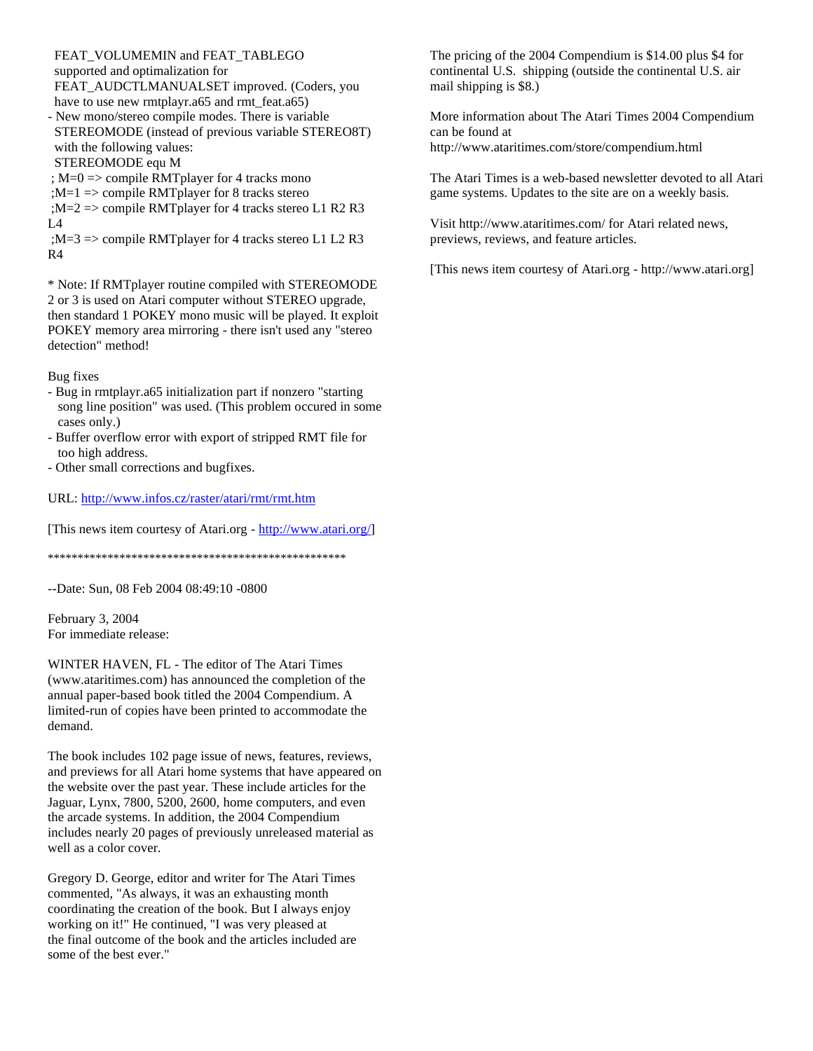FEAT_VOLUMEMIN and FEAT_TABLEGO supported and optimalization for FEAT_AUDCTLMANUALSET improved. (Coders, you have to use new rmtplayr.a65 and rmt_feat.a65)

- New mono/stereo compile modes. There is variable STEREOMODE (instead of previous variable STEREO8T) with the following values:

```
STEREOMODE equ M
; M=0 => compile RMTplayer for 4 tracks mono
;M=1 => compile RMTplayer for 8 tracks stereo
;M=2 => compile RMTplayer for 4 tracks stereo L1 R2 R3 L4
;M=3 => compile RMTplayer for 4 tracks stereo L1 L2 R3 R4
```

* Note: If RMTplayer routine compiled with STEREOMODE 2 or 3 is used on Atari computer without STEREO upgrade, then standard 1 POKEY mono music will be played. It exploit POKEY memory area mirroring - there isn't used any "stereo detection" method!

Bug fixes

- Bug in rmtplayr.a65 initialization part if nonzero "starting song line position" was used. (This problem occured in some cases only.)
- Buffer overflow error with export of stripped RMT file for too high address.
- Other small corrections and bugfixes.

URL: http://www.infos.cz/raster/atari/rmt/rmt.htm

[This news item courtesy of Atari.org - http://www.atari.org/]

***************************************************

--Date: Sun, 08 Feb 2004 08:49:10 -0800

February 3, 2004
For immediate release:

WINTER HAVEN, FL - The editor of The Atari Times (www.ataritimes.com) has announced the completion of the annual paper-based book titled the 2004 Compendium. A limited-run of copies have been printed to accommodate the demand.

The book includes 102 page issue of news, features, reviews, and previews for all Atari home systems that have appeared on the website over the past year. These include articles for the Jaguar, Lynx, 7800, 5200, 2600, home computers, and even the arcade systems. In addition, the 2004 Compendium includes nearly 20 pages of previously unreleased material as well as a color cover.

Gregory D. George, editor and writer for The Atari Times commented, "As always, it was an exhausting month coordinating the creation of the book. But I always enjoy working on it!" He continued, "I was very pleased at the final outcome of the book and the articles included are some of the best ever."

The pricing of the 2004 Compendium is $14.00 plus $4 for continental U.S. shipping (outside the continental U.S. air mail shipping is $8.)

More information about The Atari Times 2004 Compendium can be found at
http://www.ataritimes.com/store/compendium.html

The Atari Times is a web-based newsletter devoted to all Atari game systems. Updates to the site are on a weekly basis.

Visit http://www.ataritimes.com/ for Atari related news, previews, reviews, and feature articles.

[This news item courtesy of Atari.org - http://www.atari.org]